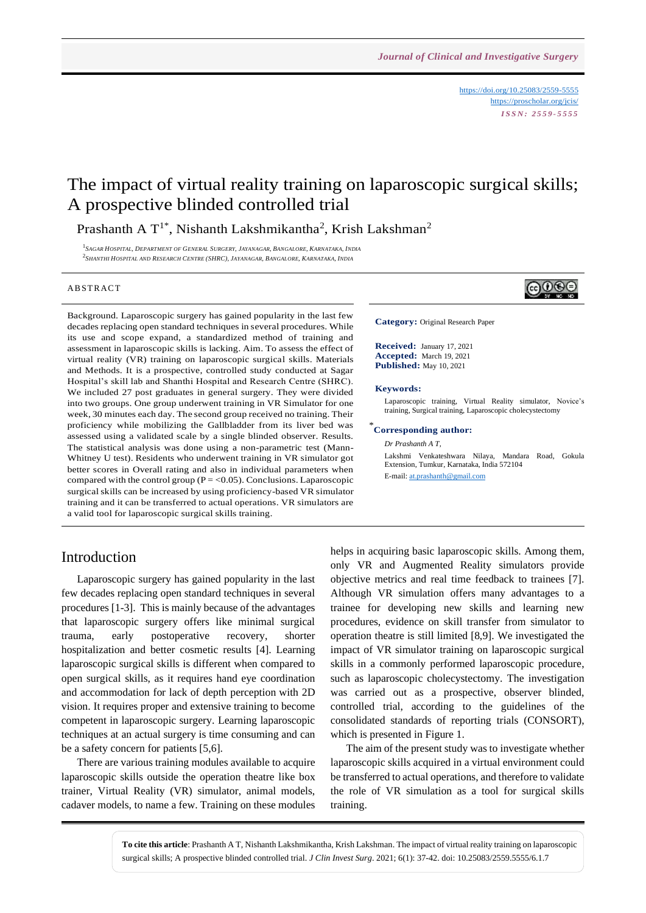https://doi.org/10.25083/2559-5555
https://proscholar.org/jcis/
*ISSN: 2559-5555*

# The impact of virtual reality training on laparoscopic surgical skills; A prospective blinded controlled trial

Prashanth A T[1*], Nishanth Lakshmikantha[2], Krish Lakshman[2]

[1] SAGAR HOSPITAL, DEPARTMENT OF GENERAL SURGERY, JAYANAGAR, BANGALORE, KARNATAKA, INDIA
[2] SHANTHI HOSPITAL AND RESEARCH CENTRE (SHRC), JAYANAGAR, BANGALORE, KARNATAKA, INDIA

## ABSTRACT

Background. Laparoscopic surgery has gained popularity in the last few decades replacing open standard techniques in several procedures. While its use and scope expand, a standardized method of training and assessment in laparoscopic skills is lacking. Aim. To assess the effect of virtual reality (VR) training on laparoscopic surgical skills. Materials and Methods. It is a prospective, controlled study conducted at Sagar Hospital's skill lab and Shanthi Hospital and Research Centre (SHRC). We included 27 post graduates in general surgery. They were divided into two groups. One group underwent training in VR Simulator for one week, 30 minutes each day. The second group received no training. Their proficiency while mobilizing the Gallbladder from its liver bed was assessed using a validated scale by a single blinded observer. Results. The statistical analysis was done using a non-parametric test (Mann-Whitney U test). Residents who underwent training in VR simulator got better scores in Overall rating and also in individual parameters when compared with the control group (P = <0.05). Conclusions. Laparoscopic surgical skills can be increased by using proficiency-based VR simulator training and it can be transferred to actual operations. VR simulators are a valid tool for laparoscopic surgical skills training.

**Category:** Original Research Paper

**Received:** January 17, 2021
**Accepted:** March 19, 2021
**Published:** May 10, 2021

**Keywords:**
Laparoscopic training, Virtual Reality simulator, Novice's training, Surgical training, Laparoscopic cholecystectomy

***Corresponding author:**
*Dr Prashanth A T,*
Lakshmi Venkateshwara Nilaya, Mandara Road, Gokula Extension, Tumkur, Karnataka, India 572104
E-mail: at.prashanth@gmail.com

## Introduction

Laparoscopic surgery has gained popularity in the last few decades replacing open standard techniques in several procedures [1-3]. This is mainly because of the advantages that laparoscopic surgery offers like minimal surgical trauma, early postoperative recovery, shorter hospitalization and better cosmetic results [4]. Learning laparoscopic surgical skills is different when compared to open surgical skills, as it requires hand eye coordination and accommodation for lack of depth perception with 2D vision. It requires proper and extensive training to become competent in laparoscopic surgery. Learning laparoscopic techniques at an actual surgery is time consuming and can be a safety concern for patients [5,6].

There are various training modules available to acquire laparoscopic skills outside the operation theatre like box trainer, Virtual Reality (VR) simulator, animal models, cadaver models, to name a few. Training on these modules helps in acquiring basic laparoscopic skills. Among them, only VR and Augmented Reality simulators provide objective metrics and real time feedback to trainees [7]. Although VR simulation offers many advantages to a trainee for developing new skills and learning new procedures, evidence on skill transfer from simulator to operation theatre is still limited [8,9]. We investigated the impact of VR simulator training on laparoscopic surgical skills in a commonly performed laparoscopic procedure, such as laparoscopic cholecystectomy. The investigation was carried out as a prospective, observer blinded, controlled trial, according to the guidelines of the consolidated standards of reporting trials (CONSORT), which is presented in Figure 1.

The aim of the present study was to investigate whether laparoscopic skills acquired in a virtual environment could be transferred to actual operations, and therefore to validate the role of VR simulation as a tool for surgical skills training.

**To cite this article**: Prashanth A T, Nishanth Lakshmikantha, Krish Lakshman. The impact of virtual reality training on laparoscopic surgical skills; A prospective blinded controlled trial. *J Clin Invest Surg*. 2021; 6(1): 37-42. doi: 10.25083/2559.5555/6.1.7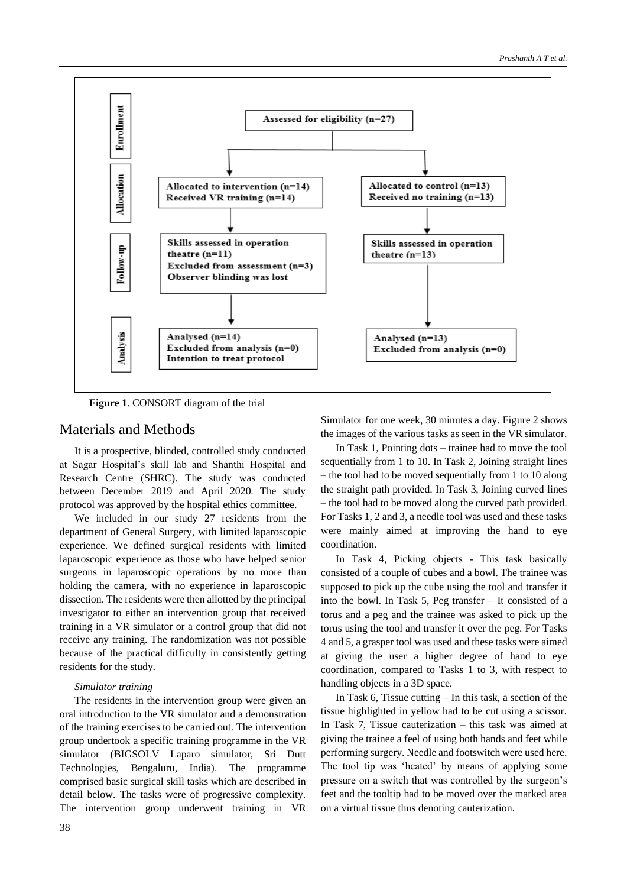Enrollment

Assessed for eligibility (n=27)

Allocation

Allocated to intervention (n=14)
Received VR training (n=14)

Allocated to control (n=13)
Received no training (n=13)

Follow-up

Skills assessed in operation theatre (n=11)
Excluded from assessment (n=3)
Observer blinding was lost

Skills assessed in operation theatre (n=13)

Analysis

Analysed (n=14)
Excluded from analysis (n=0)
Intention to treat protocol

Analysed (n=13)
Excluded from analysis (n=0)

**Figure 1**. CONSORT diagram of the trial

## Materials and Methods

It is a prospective, blinded, controlled study conducted at Sagar Hospital's skill lab and Shanthi Hospital and Research Centre (SHRC). The study was conducted between December 2019 and April 2020. The study protocol was approved by the hospital ethics committee.

We included in our study 27 residents from the department of General Surgery, with limited laparoscopic experience. We defined surgical residents with limited laparoscopic experience as those who have helped senior surgeons in laparoscopic operations by no more than holding the camera, with no experience in laparoscopic dissection. The residents were then allotted by the principal investigator to either an intervention group that received training in a VR simulator or a control group that did not receive any training. The randomization was not possible because of the practical difficulty in consistently getting residents for the study.

### *Simulator training*

The residents in the intervention group were given an oral introduction to the VR simulator and a demonstration of the training exercises to be carried out. The intervention group undertook a specific training programme in the VR simulator (BIGSOLV Laparo simulator, Sri Dutt Technologies, Bengaluru, India). The programme comprised basic surgical skill tasks which are described in detail below. The tasks were of progressive complexity. The intervention group underwent training in VR Simulator for one week, 30 minutes a day. Figure 2 shows the images of the various tasks as seen in the VR simulator.

In Task 1, Pointing dots – trainee had to move the tool sequentially from 1 to 10. In Task 2, Joining straight lines – the tool had to be moved sequentially from 1 to 10 along the straight path provided. In Task 3, Joining curved lines – the tool had to be moved along the curved path provided. For Tasks 1, 2 and 3, a needle tool was used and these tasks were mainly aimed at improving the hand to eye coordination.

In Task 4, Picking objects - This task basically consisted of a couple of cubes and a bowl. The trainee was supposed to pick up the cube using the tool and transfer it into the bowl. In Task 5, Peg transfer – It consisted of a torus and a peg and the trainee was asked to pick up the torus using the tool and transfer it over the peg. For Tasks 4 and 5, a grasper tool was used and these tasks were aimed at giving the user a higher degree of hand to eye coordination, compared to Tasks 1 to 3, with respect to handling objects in a 3D space.

In Task 6, Tissue cutting – In this task, a section of the tissue highlighted in yellow had to be cut using a scissor. In Task 7, Tissue cauterization – this task was aimed at giving the trainee a feel of using both hands and feet while performing surgery. Needle and footswitch were used here. The tool tip was 'heated' by means of applying some pressure on a switch that was controlled by the surgeon's feet and the tooltip had to be moved over the marked area on a virtual tissue thus denoting cauterization.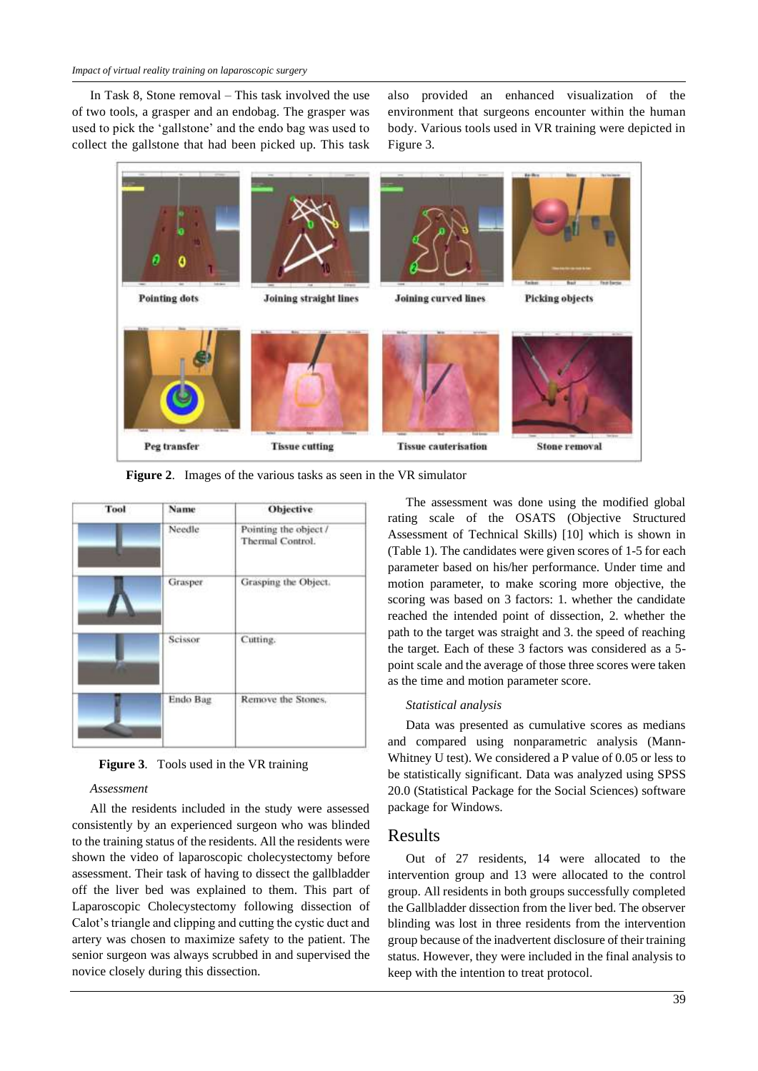In Task 8, Stone removal – This task involved the use of two tools, a grasper and an endobag. The grasper was used to pick the 'gallstone' and the endo bag was used to collect the gallstone that had been picked up. This task also provided an enhanced visualization of the environment that surgeons encounter within the human body. Various tools used in VR training were depicted in Figure 3.

Pointing dots

Joining straight lines

Joining curved lines

Picking objects

Peg transfer

Tissue cutting

Tissue cauterisation

Stone removal

**Figure 2**. Images of the various tasks as seen in the VR simulator

| Tool | Name | Objective |
|---|---|---|
| | Needle | Pointing the object / Thermal Control. |
| | Grasper | Grasping the Object. |
| | Scissor | Cutting. |
| | Endo Bag | Remove the Stones. |

**Figure 3**. Tools used in the VR training

*Assessment*

All the residents included in the study were assessed consistently by an experienced surgeon who was blinded to the training status of the residents. All the residents were shown the video of laparoscopic cholecystectomy before assessment. Their task of having to dissect the gallbladder off the liver bed was explained to them. This part of Laparoscopic Cholecystectomy following dissection of Calot's triangle and clipping and cutting the cystic duct and artery was chosen to maximize safety to the patient. The senior surgeon was always scrubbed in and supervised the novice closely during this dissection.

The assessment was done using the modified global rating scale of the OSATS (Objective Structured Assessment of Technical Skills) [10] which is shown in (Table 1). The candidates were given scores of 1-5 for each parameter based on his/her performance. Under time and motion parameter, to make scoring more objective, the scoring was based on 3 factors: 1. whether the candidate reached the intended point of dissection, 2. whether the path to the target was straight and 3. the speed of reaching the target. Each of these 3 factors was considered as a 5-point scale and the average of those three scores were taken as the time and motion parameter score.

*Statistical analysis*

Data was presented as cumulative scores as medians and compared using nonparametric analysis (Mann-Whitney U test). We considered a P value of 0.05 or less to be statistically significant. Data was analyzed using SPSS 20.0 (Statistical Package for the Social Sciences) software package for Windows.

## Results

Out of 27 residents, 14 were allocated to the intervention group and 13 were allocated to the control group. All residents in both groups successfully completed the Gallbladder dissection from the liver bed. The observer blinding was lost in three residents from the intervention group because of the inadvertent disclosure of their training status. However, they were included in the final analysis to keep with the intention to treat protocol.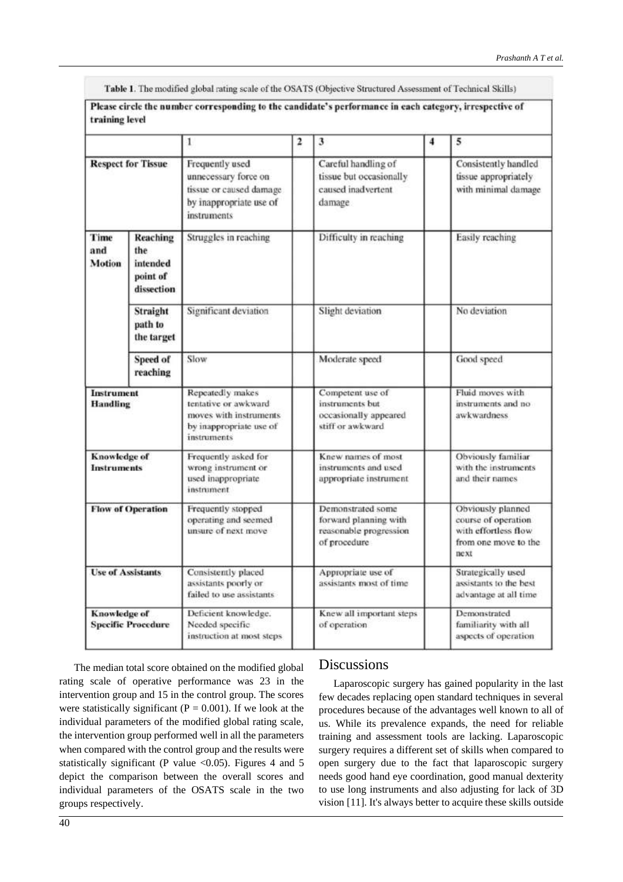Table 1. The modified global rating scale of the OSATS (Objective Structured Assessment of Technical Skills)

Please circle the number corresponding to the candidate's performance in each category, irrespective of training level

| | | 1 | 2 | 3 | 4 | 5 |
|---|---|---|---|---|---|---|
| **Respect for Tissue** | | Frequently used unnecessary force on tissue or caused damage by inappropriate use of instruments | | Careful handling of tissue but occasionally caused inadvertent damage | | Consistently handled tissue appropriately with minimal damage |
| **Time and Motion** | **Reaching the intended point of dissection** | Struggles in reaching | | Difficulty in reaching | | Easily reaching |
| | **Straight path to the target** | Significant deviation | | Slight deviation | | No deviation |
| | **Speed of reaching** | Slow | | Moderate speed | | Good speed |
| **Instrument Handling** | | Repeatedly makes tentative or awkward moves with instruments by inappropriate use of instruments | | Competent use of instruments but occasionally appeared stiff or awkward | | Fluid moves with instruments and no awkwardness |
| **Knowledge of Instruments** | | Frequently asked for wrong instrument or used inappropriate instrument | | Knew names of most instruments and used appropriate instrument | | Obviously familiar with the instruments and their names |
| **Flow of Operation** | | Frequently stopped operating and seemed unsure of next move | | Demonstrated some forward planning with reasonable progression of procedure | | Obviously planned course of operation with effortless flow from one move to the next |
| **Use of Assistants** | | Consistently placed assistants poorly or failed to use assistants | | Appropriate use of assistants most of time | | Strategically used assistants to the best advantage at all time |
| **Knowledge of Specific Procedure** | | Deficient knowledge. Needed specific instruction at most steps | | Knew all important steps of operation | | Demonstrated familiarity with all aspects of operation |

The median total score obtained on the modified global rating scale of operative performance was 23 in the intervention group and 15 in the control group. The scores were statistically significant ($P = 0.001$). If we look at the individual parameters of the modified global rating scale, the intervention group performed well in all the parameters when compared with the control group and the results were statistically significant (P value $<0.05$). Figures 4 and 5 depict the comparison between the overall scores and individual parameters of the OSATS scale in the two groups respectively.

## Discussions

Laparoscopic surgery has gained popularity in the last few decades replacing open standard techniques in several procedures because of the advantages well known to all of us. While its prevalence expands, the need for reliable training and assessment tools are lacking. Laparoscopic surgery requires a different set of skills when compared to open surgery due to the fact that laparoscopic surgery needs good hand eye coordination, good manual dexterity to use long instruments and also adjusting for lack of 3D vision [11]. It's always better to acquire these skills outside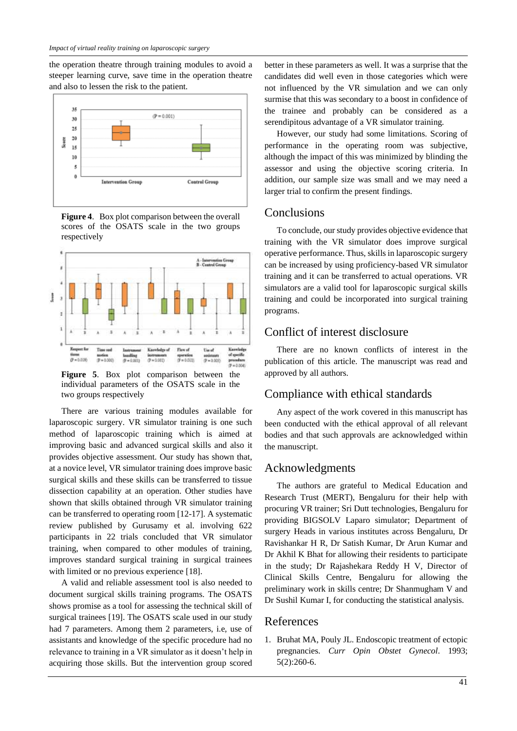the operation theatre through training modules to avoid a steeper learning curve, save time in the operation theatre and also to lessen the risk to the patient.

35
30
25
20
15
10
5
0
Score
(P = 0.001)
Intervention Group
Control Group

**Figure 4**. Box plot comparison between the overall scores of the OSATS scale in the two groups respectively

A - Intervention Group
B - Control Group
Score
Respect for tissue (P = 0.019)
Time and motion (P = 0.000)
Instrument handling (P = 0.001)
Knowledge of instruments (P = 0.001)
Flow of operation (P = 0.011)
Use of assistants (P = 0.003)
Knowledge of specific procedure (P = 0.004)

**Figure 5**. Box plot comparison between the individual parameters of the OSATS scale in the two groups respectively

There are various training modules available for laparoscopic surgery. VR simulator training is one such method of laparoscopic training which is aimed at improving basic and advanced surgical skills and also it provides objective assessment. Our study has shown that, at a novice level, VR simulator training does improve basic surgical skills and these skills can be transferred to tissue dissection capability at an operation. Other studies have shown that skills obtained through VR simulator training can be transferred to operating room [12-17]. A systematic review published by Gurusamy et al. involving 622 participants in 22 trials concluded that VR simulator training, when compared to other modules of training, improves standard surgical training in surgical trainees with limited or no previous experience [18].

A valid and reliable assessment tool is also needed to document surgical skills training programs. The OSATS shows promise as a tool for assessing the technical skill of surgical trainees [19]. The OSATS scale used in our study had 7 parameters. Among them 2 parameters, i.e, use of assistants and knowledge of the specific procedure had no relevance to training in a VR simulator as it doesn't help in acquiring those skills. But the intervention group scored better in these parameters as well. It was a surprise that the candidates did well even in those categories which were not influenced by the VR simulation and we can only surmise that this was secondary to a boost in confidence of the trainee and probably can be considered as a serendipitous advantage of a VR simulator training.

However, our study had some limitations. Scoring of performance in the operating room was subjective, although the impact of this was minimized by blinding the assessor and using the objective scoring criteria. In addition, our sample size was small and we may need a larger trial to confirm the present findings.

## Conclusions

To conclude, our study provides objective evidence that training with the VR simulator does improve surgical operative performance. Thus, skills in laparoscopic surgery can be increased by using proficiency-based VR simulator training and it can be transferred to actual operations. VR simulators are a valid tool for laparoscopic surgical skills training and could be incorporated into surgical training programs.

## Conflict of interest disclosure

There are no known conflicts of interest in the publication of this article. The manuscript was read and approved by all authors.

## Compliance with ethical standards

Any aspect of the work covered in this manuscript has been conducted with the ethical approval of all relevant bodies and that such approvals are acknowledged within the manuscript.

## Acknowledgments

The authors are grateful to Medical Education and Research Trust (MERT), Bengaluru for their help with procuring VR trainer; Sri Dutt technologies, Bengaluru for providing BIGSOLV Laparo simulator; Department of surgery Heads in various institutes across Bengaluru, Dr Ravishankar H R, Dr Satish Kumar, Dr Arun Kumar and Dr Akhil K Bhat for allowing their residents to participate in the study; Dr Rajashekara Reddy H V, Director of Clinical Skills Centre, Bengaluru for allowing the preliminary work in skills centre; Dr Shanmugham V and Dr Sushil Kumar I, for conducting the statistical analysis.

## References

1. Bruhat MA, Pouly JL. Endoscopic treatment of ectopic pregnancies. *Curr Opin Obstet Gynecol*. 1993; 5(2):260-6.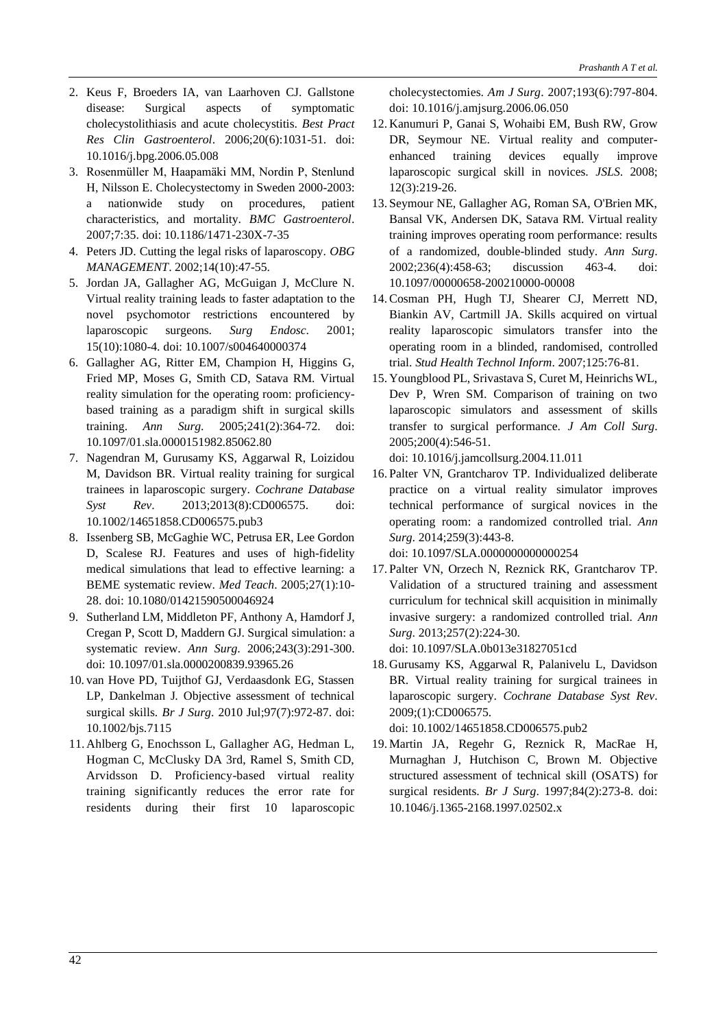2. Keus F, Broeders IA, van Laarhoven CJ. Gallstone disease: Surgical aspects of symptomatic cholecystolithiasis and acute cholecystitis. *Best Pract Res Clin Gastroenterol*. 2006;20(6):1031-51. doi: 10.1016/j.bpg.2006.05.008
3. Rosenmüller M, Haapamäki MM, Nordin P, Stenlund H, Nilsson E. Cholecystectomy in Sweden 2000-2003: a nationwide study on procedures, patient characteristics, and mortality. *BMC Gastroenterol*. 2007;7:35. doi: 10.1186/1471-230X-7-35
4. Peters JD. Cutting the legal risks of laparoscopy. *OBG MANAGEMENT*. 2002;14(10):47-55.
5. Jordan JA, Gallagher AG, McGuigan J, McClure N. Virtual reality training leads to faster adaptation to the novel psychomotor restrictions encountered by laparoscopic surgeons. *Surg Endosc*. 2001; 15(10):1080-4. doi: 10.1007/s004640000374
6. Gallagher AG, Ritter EM, Champion H, Higgins G, Fried MP, Moses G, Smith CD, Satava RM. Virtual reality simulation for the operating room: proficiency-based training as a paradigm shift in surgical skills training. *Ann Surg*. 2005;241(2):364-72. doi: 10.1097/01.sla.0000151982.85062.80
7. Nagendran M, Gurusamy KS, Aggarwal R, Loizidou M, Davidson BR. Virtual reality training for surgical trainees in laparoscopic surgery. *Cochrane Database Syst Rev*. 2013;2013(8):CD006575. doi: 10.1002/14651858.CD006575.pub3
8. Issenberg SB, McGaghie WC, Petrusa ER, Lee Gordon D, Scalese RJ. Features and uses of high-fidelity medical simulations that lead to effective learning: a BEME systematic review. *Med Teach*. 2005;27(1):10-28. doi: 10.1080/01421590500046924
9. Sutherland LM, Middleton PF, Anthony A, Hamdorf J, Cregan P, Scott D, Maddern GJ. Surgical simulation: a systematic review. *Ann Surg.* 2006;243(3):291-300. doi: 10.1097/01.sla.0000200839.93965.26
10. van Hove PD, Tuijthof GJ, Verdaasdonk EG, Stassen LP, Dankelman J. Objective assessment of technical surgical skills. *Br J Surg*. 2010 Jul;97(7):972-87. doi: 10.1002/bjs.7115
11. Ahlberg G, Enochsson L, Gallagher AG, Hedman L, Hogman C, McClusky DA 3rd, Ramel S, Smith CD, Arvidsson D. Proficiency-based virtual reality training significantly reduces the error rate for residents during their first 10 laparoscopic cholecystectomies. *Am J Surg*. 2007;193(6):797-804. doi: 10.1016/j.amjsurg.2006.06.050
12. Kanumuri P, Ganai S, Wohaibi EM, Bush RW, Grow DR, Seymour NE. Virtual reality and computer-enhanced training devices equally improve laparoscopic surgical skill in novices. *JSLS*. 2008; 12(3):219-26.
13. Seymour NE, Gallagher AG, Roman SA, O'Brien MK, Bansal VK, Andersen DK, Satava RM. Virtual reality training improves operating room performance: results of a randomized, double-blinded study. *Ann Surg*. 2002;236(4):458-63; discussion 463-4. doi: 10.1097/00000658-200210000-00008
14. Cosman PH, Hugh TJ, Shearer CJ, Merrett ND, Biankin AV, Cartmill JA. Skills acquired on virtual reality laparoscopic simulators transfer into the operating room in a blinded, randomised, controlled trial. *Stud Health Technol Inform*. 2007;125:76-81.
15. Youngblood PL, Srivastava S, Curet M, Heinrichs WL, Dev P, Wren SM. Comparison of training on two laparoscopic simulators and assessment of skills transfer to surgical performance. *J Am Coll Surg*. 2005;200(4):546-51. doi: 10.1016/j.jamcollsurg.2004.11.011
16. Palter VN, Grantcharov TP. Individualized deliberate practice on a virtual reality simulator improves technical performance of surgical novices in the operating room: a randomized controlled trial. *Ann Surg*. 2014;259(3):443-8. doi: 10.1097/SLA.0000000000000254
17. Palter VN, Orzech N, Reznick RK, Grantcharov TP. Validation of a structured training and assessment curriculum for technical skill acquisition in minimally invasive surgery: a randomized controlled trial. *Ann Surg*. 2013;257(2):224-30. doi: 10.1097/SLA.0b013e31827051cd
18. Gurusamy KS, Aggarwal R, Palanivelu L, Davidson BR. Virtual reality training for surgical trainees in laparoscopic surgery. *Cochrane Database Syst Rev*. 2009;(1):CD006575. doi: 10.1002/14651858.CD006575.pub2
19. Martin JA, Regehr G, Reznick R, MacRae H, Murnaghan J, Hutchison C, Brown M. Objective structured assessment of technical skill (OSATS) for surgical residents. *Br J Surg*. 1997;84(2):273-8. doi: 10.1046/j.1365-2168.1997.02502.x